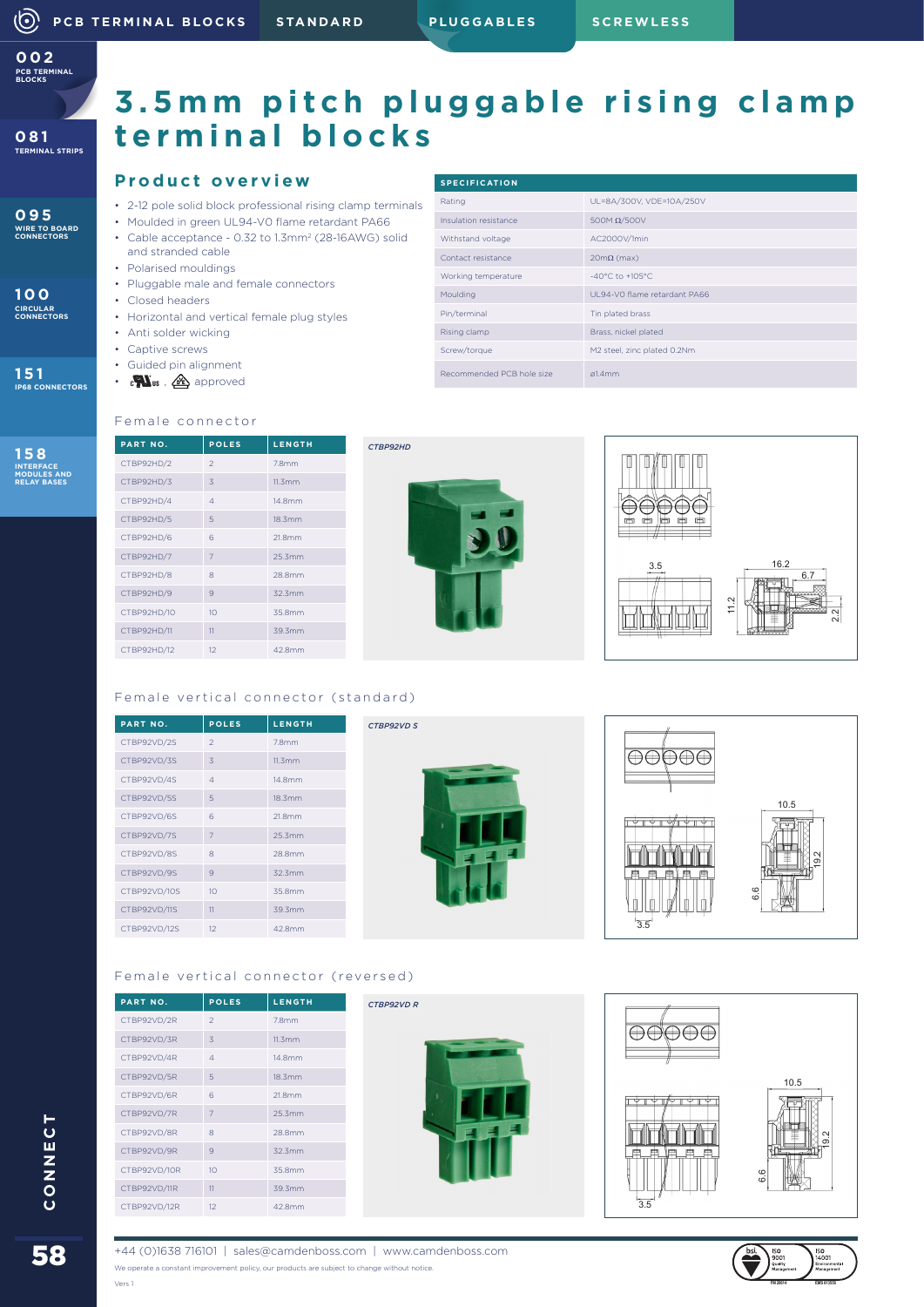# 3.5mm pitch pluggable rising clamp terminal blocks

## Product overview

- 2-12 pole solid block professional rising clamp terminals
- Moulded in green UL94-V0 flame retardant PA66
- Cable acceptance - 0.32 to 1.3mm² (28-16AWG) solid and stranded cable
- Polarised mouldings
- Pluggable male and female connectors
- Closed headers
- Horizontal and vertical female plug styles
- Anti solder wicking
- Captive screws
- Guided pin alignment
- cULus, VDE approved

| SPECIFICATION | |
|---|---|
| Rating | UL=8A/300V, VDE=10A/250V |
| Insulation resistance | 500M Ω/500V |
| Withstand voltage | AC2000V/1min |
| Contact resistance | 20mΩ (max) |
| Working temperature | -40°C to +105°C |
| Moulding | UL94-V0 flame retardant PA66 |
| Pin/terminal | Tin plated brass |
| Rising clamp | Brass, nickel plated |
| Screw/torque | M2 steel, zinc plated 0.2Nm |
| Recommended PCB hole size | ø1.4mm |

### Female connector

| PART NO. | POLES | LENGTH |
|---|---|---|
| CTBP92HD/2 | 2 | 7.8mm |
| CTBP92HD/3 | 3 | 11.3mm |
| CTBP92HD/4 | 4 | 14.8mm |
| CTBP92HD/5 | 5 | 18.3mm |
| CTBP92HD/6 | 6 | 21.8mm |
| CTBP92HD/7 | 7 | 25.3mm |
| CTBP92HD/8 | 8 | 28.8mm |
| CTBP92HD/9 | 9 | 32.3mm |
| CTBP92HD/10 | 10 | 35.8mm |
| CTBP92HD/11 | 11 | 39.3mm |
| CTBP92HD/12 | 12 | 42.8mm |

CTBP92HD

3.5 16.2 6.7 11.2 2.2

### Female vertical connector (standard)

| PART NO. | POLES | LENGTH |
|---|---|---|
| CTBP92VD/2S | 2 | 7.8mm |
| CTBP92VD/3S | 3 | 11.3mm |
| CTBP92VD/4S | 4 | 14.8mm |
| CTBP92VD/5S | 5 | 18.3mm |
| CTBP92VD/6S | 6 | 21.8mm |
| CTBP92VD/7S | 7 | 25.3mm |
| CTBP92VD/8S | 8 | 28.8mm |
| CTBP92VD/9S | 9 | 32.3mm |
| CTBP92VD/10S | 10 | 35.8mm |
| CTBP92VD/11S | 11 | 39.3mm |
| CTBP92VD/12S | 12 | 42.8mm |

CTBP92VD S

10.5 19.2 6.6 3.5

### Female vertical connector (reversed)

| PART NO. | POLES | LENGTH |
|---|---|---|
| CTBP92VD/2R | 2 | 7.8mm |
| CTBP92VD/3R | 3 | 11.3mm |
| CTBP92VD/4R | 4 | 14.8mm |
| CTBP92VD/5R | 5 | 18.3mm |
| CTBP92VD/6R | 6 | 21.8mm |
| CTBP92VD/7R | 7 | 25.3mm |
| CTBP92VD/8R | 8 | 28.8mm |
| CTBP92VD/9R | 9 | 32.3mm |
| CTBP92VD/10R | 10 | 35.8mm |
| CTBP92VD/11R | 11 | 39.3mm |
| CTBP92VD/12R | 12 | 42.8mm |

CTBP92VD R

10.5 19.2 6.6 3.5

+44 (0)1638 716101 | sales@camdenboss.com | www.camdenboss.com

We operate a constant improvement policy, our products are subject to change without notice.

Vers 1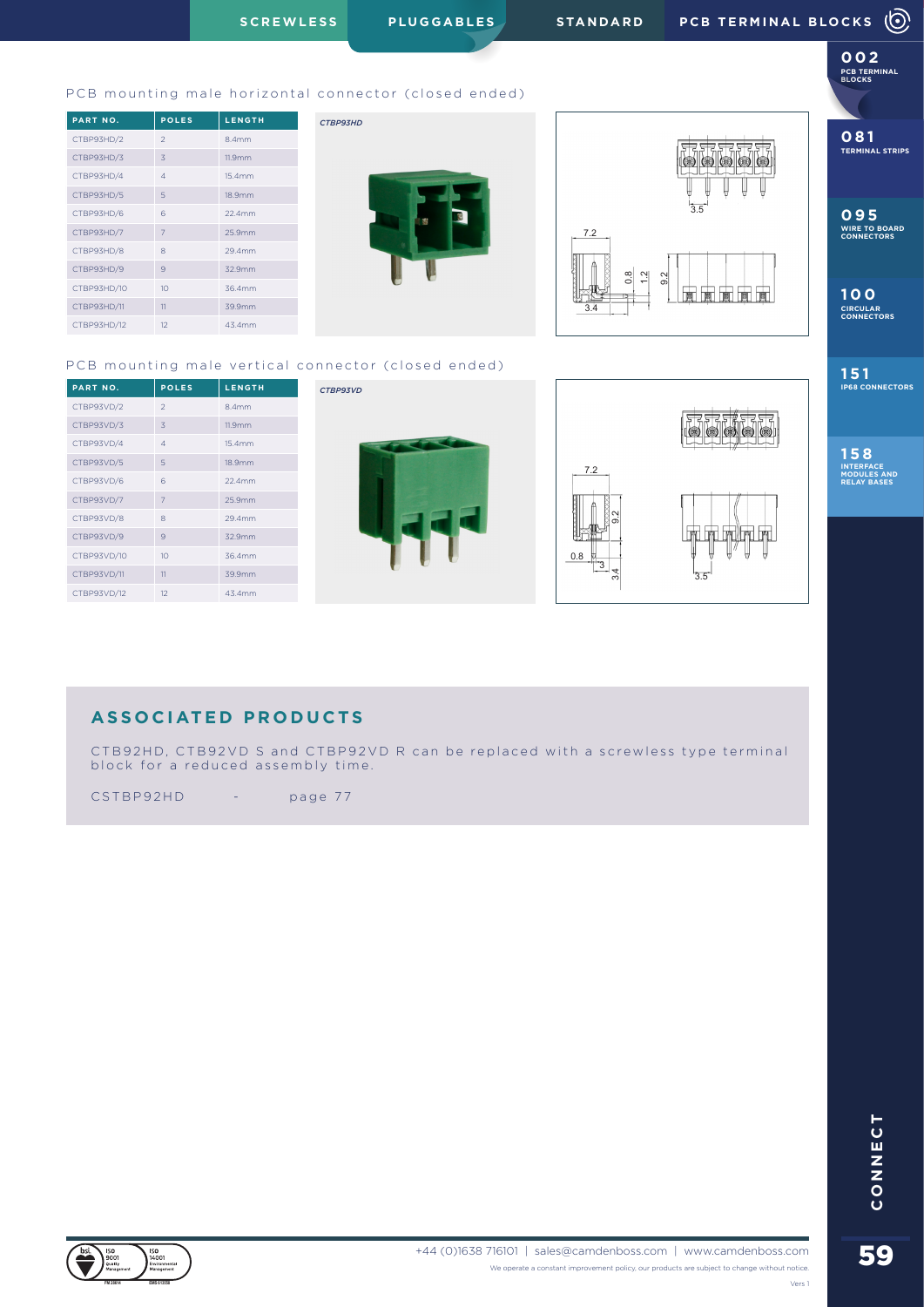## PCB mounting male horizontal connector (closed ended)

| PART NO. | POLES | LENGTH |
|---|---|---|
| CTBP93HD/2 | 2 | 8.4mm |
| CTBP93HD/3 | 3 | 11.9mm |
| CTBP93HD/4 | 4 | 15.4mm |
| CTBP93HD/5 | 5 | 18.9mm |
| CTBP93HD/6 | 6 | 22.4mm |
| CTBP93HD/7 | 7 | 25.9mm |
| CTBP93HD/8 | 8 | 29.4mm |
| CTBP93HD/9 | 9 | 32.9mm |
| CTBP93HD/10 | 10 | 36.4mm |
| CTBP93HD/11 | 11 | 39.9mm |
| CTBP93HD/12 | 12 | 43.4mm |

*CTBP93HD*

7.2
3.5
0.8
1.2
9.2
3.4

## PCB mounting male vertical connector (closed ended)

| PART NO. | POLES | LENGTH |
|---|---|---|
| CTBP93VD/2 | 2 | 8.4mm |
| CTBP93VD/3 | 3 | 11.9mm |
| CTBP93VD/4 | 4 | 15.4mm |
| CTBP93VD/5 | 5 | 18.9mm |
| CTBP93VD/6 | 6 | 22.4mm |
| CTBP93VD/7 | 7 | 25.9mm |
| CTBP93VD/8 | 8 | 29.4mm |
| CTBP93VD/9 | 9 | 32.9mm |
| CTBP93VD/10 | 10 | 36.4mm |
| CTBP93VD/11 | 11 | 39.9mm |
| CTBP93VD/12 | 12 | 43.4mm |

*CTBP93VD*

7.2
9.2
0.8
3
3.4
3.5

## ASSOCIATED PRODUCTS

CTB92HD, CTB92VD S and CTBP92VD R can be replaced with a screwless type terminal block for a reduced assembly time.

CSTBP92HD - page 77

+44 (0)1638 716101 | sales@camdenboss.com | www.camdenboss.com

We operate a constant improvement policy, our products are subject to change without notice.